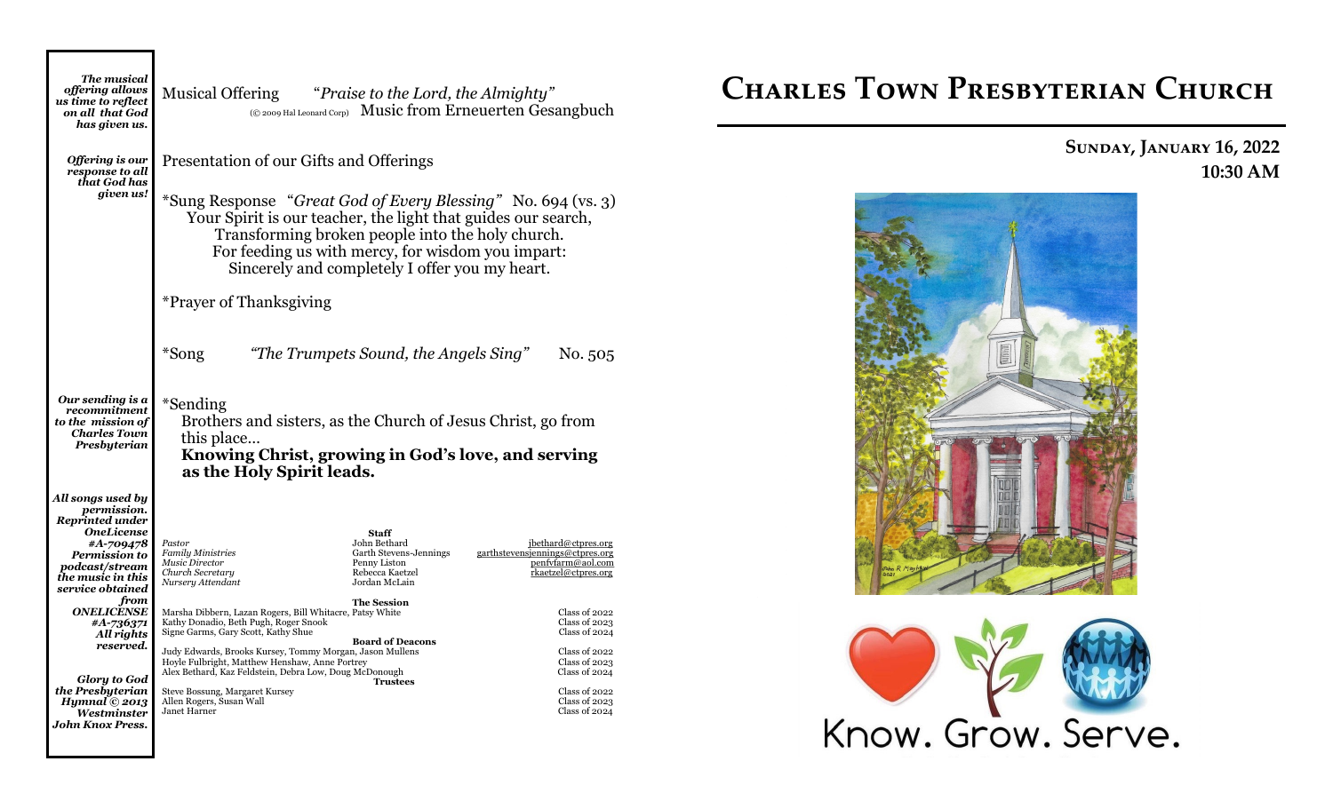*The musical offering allows us time to reflect on all that God has given us.*

Musical Offering "*Praise to the Lord, the Almighty*"
(© 2009 Hal Leonard Corp) Music from Erneuerten Gesangbuch

*Offering is our response to all that God has given us!*

Presentation of our Gifts and Offerings

*Sung Response "*Great God of Every Blessing*" No. 694 (vs. 3)
Your Spirit is our teacher, the light that guides our search,
Transforming broken people into the holy church.
For feeding us with mercy, for wisdom you impart:
Sincerely and completely I offer you my heart.

*Prayer of Thanksgiving

*Song *"The Trumpets Sound, the Angels Sing"* No. 505

*Our sending is a recommitment to the mission of Charles Town Presbyterian*

*Sending
Brothers and sisters, as the Church of Jesus Christ, go from this place…
**Knowing Christ, growing in God's love, and serving as the Holy Spirit leads.**

*All songs used by permission. Reprinted under OneLicense #A-709478 Permission to podcast/stream the music in this service obtained from ONELICENSE #A-736371 All rights reserved.*

*Glory to God the Presbyterian Hymnal © 2013 Westminster John Knox Press.*

**Staff**

| | | |
|---|---|---|
| *Pastor* | John Bethard | jbethard@ctpres.org |
| *Family Ministries* | Garth Stevens-Jennings | garthstevensjennings@ctpres.org |
| *Music Director* | Penny Liston | penfvfarm@aol.com |
| *Church Secretary* | Rebecca Kaetzel | rkaetzel@ctpres.org |
| *Nursery Attendant* | Jordan McLain | |

**The Session**

Marsha Dibbern, Lazan Rogers, Bill Whitacre, Patsy White — Class of 2022
Kathy Donadio, Beth Pugh, Roger Snook — Class of 2023
Signe Garms, Gary Scott, Kathy Shue — Class of 2024

**Board of Deacons**

Judy Edwards, Brooks Kursey, Tommy Morgan, Jason Mullens — Class of 2022
Hoyle Fulbright, Matthew Henshaw, Anne Portrey — Class of 2023
Alex Bethard, Kaz Feldstein, Debra Low, Doug McDonough — Class of 2024

**Trustees**

Steve Bossung, Margaret Kursey — Class of 2022
Allen Rogers, Susan Wall — Class of 2023
Janet Harner — Class of 2024

# Charles Town Presbyterian Church

**Sunday, January 16, 2022**
**10:30 AM**

Know. Grow. Serve.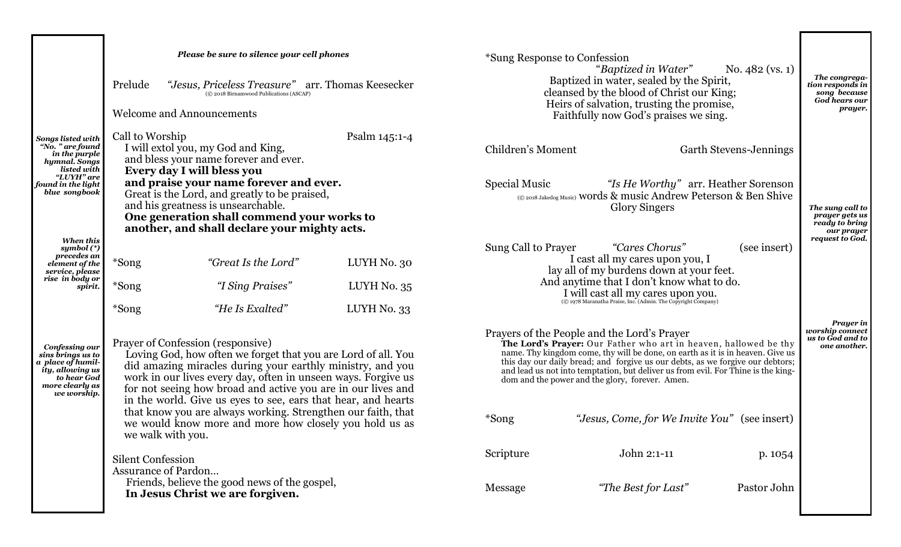*Please be sure to silence your cell phones*

*Songs listed with "No. " are found in the purple hymnal. Songs listed with "LUYH" are found in the light blue songbook*

*When this symbol (*) precedes an element of the service, please rise in body or spirit.*

*Confessing our sins brings us to a place of humility, allowing us to hear God more clearly as we worship.*

Prelude *"Jesus, Priceless Treasure"* arr. Thomas Keesecker
(© 2018 Birnamwood Publications (ASCAP)

Welcome and Announcements

Call to Worship — Psalm 145:1-4

I will extol you, my God and King,
and bless your name forever and ever.
**Every day I will bless you**
**and praise your name forever and ever.**
Great is the Lord, and greatly to be praised,
and his greatness is unsearchable.
**One generation shall commend your works to another, and shall declare your mighty acts.**

*Song *"Great Is the Lord"* LUYH No. 30

*Song *"I Sing Praises"* LUYH No. 35

*Song *"He Is Exalted"* LUYH No. 33

Prayer of Confession (responsive)

Loving God, how often we forget that you are Lord of all. You did amazing miracles during your earthly ministry, and you work in our lives every day, often in unseen ways. Forgive us for not seeing how broad and active you are in our lives and in the world. Give us eyes to see, ears that hear, and hearts that know you are always working. Strengthen our faith, that we would know more and more how closely you hold us as we walk with you.

Silent Confession

Assurance of Pardon…

Friends, believe the good news of the gospel,
**In Jesus Christ we are forgiven.**

*Sung Response to Confession

*"Baptized in Water"* No. 482 (vs. 1)

Baptized in water, sealed by the Spirit,
cleansed by the blood of Christ our King;
Heirs of salvation, trusting the promise,
Faithfully now God's praises we sing.

*The congregation responds in song because God hears our prayer.*

Children's Moment — Garth Stevens-Jennings

Special Music *"Is He Worthy"* arr. Heather Sorenson
(© 2018 Jakedog Music) words & music Andrew Peterson & Ben Shive
Glory Singers

*The sung call to prayer gets us ready to bring our prayer request to God.*

Sung Call to Prayer *"Cares Chorus"* (see insert)

I cast all my cares upon you, I
lay all of my burdens down at your feet.
And anytime that I don't know what to do.
I will cast all my cares upon you.
(© 1978 Maranatha Praise, Inc. (Admin. The Copyright Company)

*Prayer in worship connect us to God and to one another.*

Prayers of the People and the Lord's Prayer

**The Lord's Prayer:** Our Father who art in heaven, hallowed be thy name. Thy kingdom come, thy will be done, on earth as it is in heaven. Give us this day our daily bread; and forgive us our debts, as we forgive our debtors; and lead us not into temptation, but deliver us from evil. For Thine is the kingdom and the power and the glory, forever. Amen.

*Song *"Jesus, Come, for We Invite You"* (see insert)

Scripture — John 2:1-11 — p. 1054

Message *"The Best for Last"* Pastor John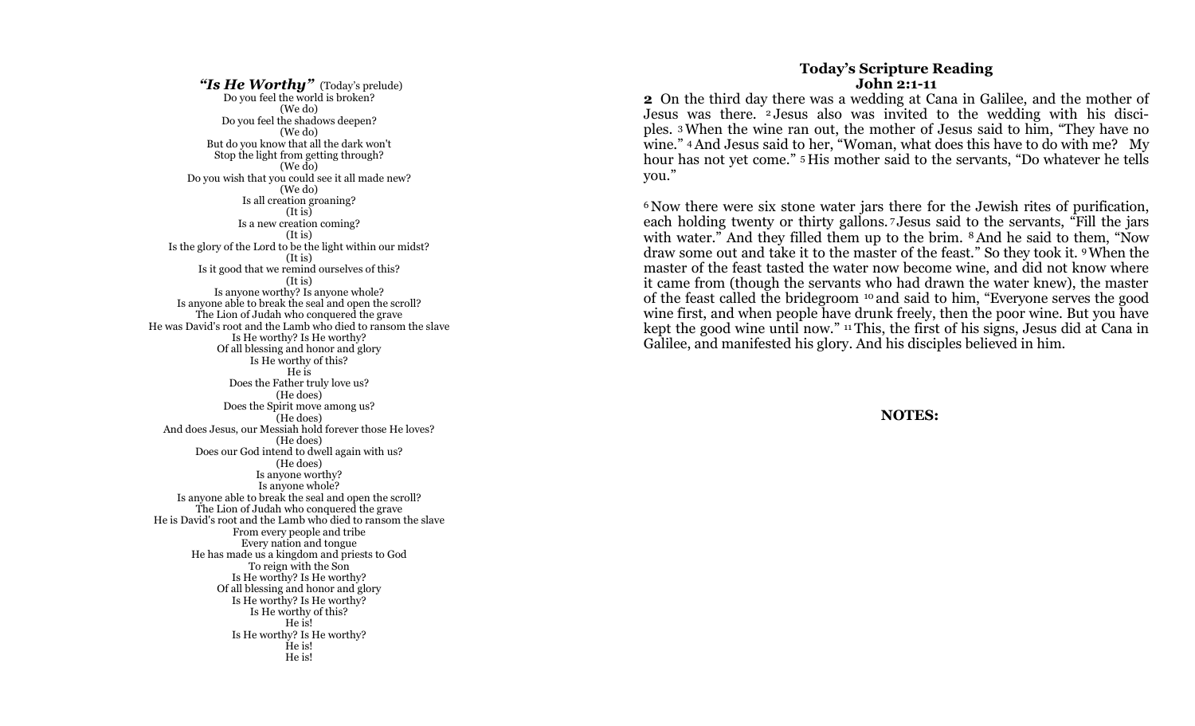***"Is He Worthy"*** (Today's prelude)

Do you feel the world is broken?
(We do)
Do you feel the shadows deepen?
(We do)
But do you know that all the dark won't
Stop the light from getting through?
(We do)
Do you wish that you could see it all made new?
(We do)
Is all creation groaning?
(It is)
Is a new creation coming?
(It is)
Is the glory of the Lord to be the light within our midst?
(It is)
Is it good that we remind ourselves of this?
(It is)
Is anyone worthy? Is anyone whole?
Is anyone able to break the seal and open the scroll?
The Lion of Judah who conquered the grave
He was David's root and the Lamb who died to ransom the slave
Is He worthy? Is He worthy?
Of all blessing and honor and glory
Is He worthy of this?
He is
Does the Father truly love us?
(He does)
Does the Spirit move among us?
(He does)
And does Jesus, our Messiah hold forever those He loves?
(He does)
Does our God intend to dwell again with us?
(He does)
Is anyone worthy?
Is anyone whole?
Is anyone able to break the seal and open the scroll?
The Lion of Judah who conquered the grave
He is David's root and the Lamb who died to ransom the slave
From every people and tribe
Every nation and tongue
He has made us a kingdom and priests to God
To reign with the Son
Is He worthy? Is He worthy?
Of all blessing and honor and glory
Is He worthy? Is He worthy?
Is He worthy of this?
He is!
Is He worthy? Is He worthy?
He is!
He is!

**Today's Scripture Reading**
**John 2:1-11**

**2** On the third day there was a wedding at Cana in Galilee, and the mother of Jesus was there. 2 Jesus also was invited to the wedding with his disciples. 3 When the wine ran out, the mother of Jesus said to him, "They have no wine." 4 And Jesus said to her, "Woman, what does this have to do with me? My hour has not yet come." 5 His mother said to the servants, "Do whatever he tells you."

6 Now there were six stone water jars there for the Jewish rites of purification, each holding twenty or thirty gallons. 7 Jesus said to the servants, "Fill the jars with water." And they filled them up to the brim. 8 And he said to them, "Now draw some out and take it to the master of the feast." So they took it. 9 When the master of the feast tasted the water now become wine, and did not know where it came from (though the servants who had drawn the water knew), the master of the feast called the bridegroom 10 and said to him, "Everyone serves the good wine first, and when people have drunk freely, then the poor wine. But you have kept the good wine until now." 11 This, the first of his signs, Jesus did at Cana in Galilee, and manifested his glory. And his disciples believed in him.

**NOTES:**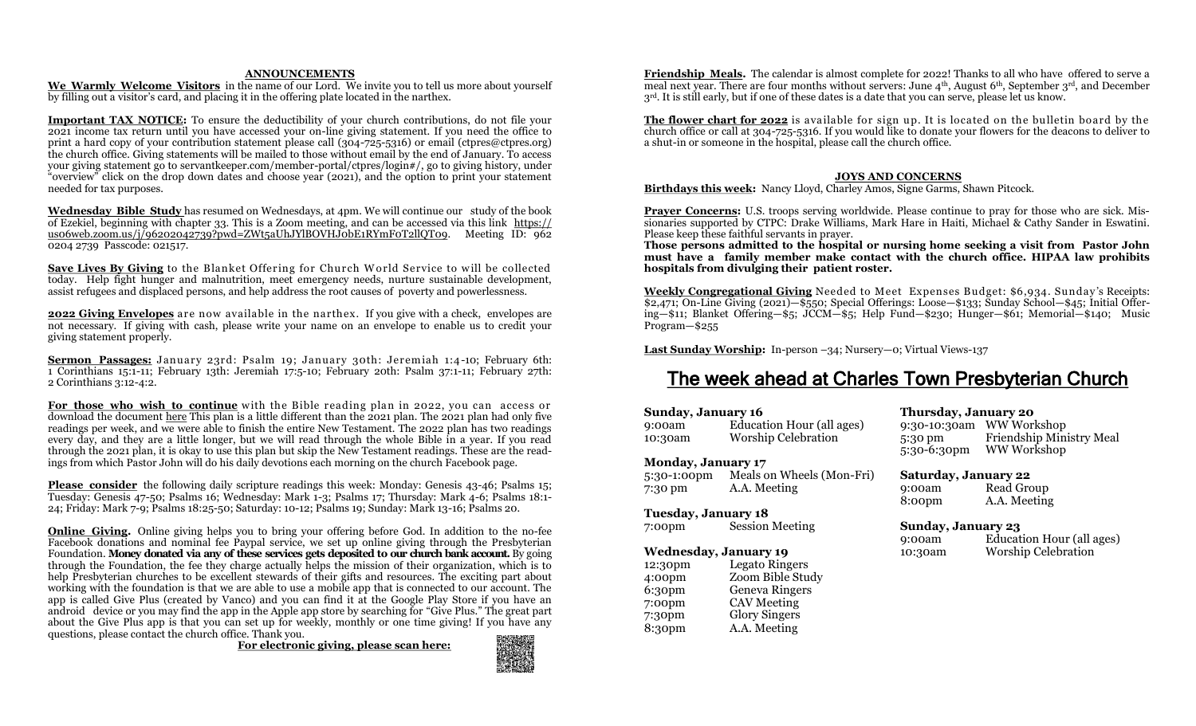## ANNOUNCEMENTS

**We Warmly Welcome Visitors** in the name of our Lord. We invite you to tell us more about yourself by filling out a visitor's card, and placing it in the offering plate located in the narthex.

**Important TAX NOTICE:** To ensure the deductibility of your church contributions, do not file your 2021 income tax return until you have accessed your on-line giving statement. If you need the office to print a hard copy of your contribution statement please call (304-725-5316) or email (ctpres@ctpres.org) the church office. Giving statements will be mailed to those without email by the end of January. To access your giving statement go to servantkeeper.com/member-portal/ctpres/login#/, go to giving history, under "overview" click on the drop down dates and choose year (2021), and the option to print your statement needed for tax purposes.

**Wednesday Bible Study** has resumed on Wednesdays, at 4pm. We will continue our study of the book of Ezekiel, beginning with chapter 33. This is a Zoom meeting, and can be accessed via this link https://us06web.zoom.us/j/96202042739?pwd=ZWt5aUhJYlBOVHJobE1RYmF0T2llQT09. Meeting ID: 962 0204 2739 Passcode: 021517.

**Save Lives By Giving** to the Blanket Offering for Church World Service to will be collected today. Help fight hunger and malnutrition, meet emergency needs, nurture sustainable development, assist refugees and displaced persons, and help address the root causes of poverty and powerlessness.

**2022 Giving Envelopes** are now available in the narthex. If you give with a check, envelopes are not necessary. If giving with cash, please write your name on an envelope to enable us to credit your giving statement properly.

**Sermon Passages:** January 23rd: Psalm 19; January 30th: Jeremiah 1:4-10; February 6th: 1 Corinthians 15:1-11; February 13th: Jeremiah 17:5-10; February 20th: Psalm 37:1-11; February 27th: 2 Corinthians 3:12-4:2.

**For those who wish to continue** with the Bible reading plan in 2022, you can access or download the document here This plan is a little different than the 2021 plan. The 2021 plan had only five readings per week, and we were able to finish the entire New Testament. The 2022 plan has two readings every day, and they are a little longer, but we will read through the whole Bible in a year. If you read through the 2021 plan, it is okay to use this plan but skip the New Testament readings. These are the readings from which Pastor John will do his daily devotions each morning on the church Facebook page.

**Please consider** the following daily scripture readings this week: Monday: Genesis 43-46; Psalms 15; Tuesday: Genesis 47-50; Psalms 16; Wednesday: Mark 1-3; Psalms 17; Thursday: Mark 4-6; Psalms 18:1-24; Friday: Mark 7-9; Psalms 18:25-50; Saturday: 10-12; Psalms 19; Sunday: Mark 13-16; Psalms 20.

**Online Giving.** Online giving helps you to bring your offering before God. In addition to the no-fee Facebook donations and nominal fee Paypal service, we set up online giving through the Presbyterian Foundation. **Money donated via any of these services gets deposited to our church bank account.** By going through the Foundation, the fee they charge actually helps the mission of their organization, which is to help Presbyterian churches to be excellent stewards of their gifts and resources. The exciting part about working with the foundation is that we are able to use a mobile app that is connected to our account. The app is called Give Plus (created by Vanco) and you can find it at the Google Play Store if you have an android device or you may find the app in the Apple app store by searching for "Give Plus." The great part about the Give Plus app is that you can set up for weekly, monthly or one time giving! If you have any questions, please contact the church office. Thank you.

**For electronic giving, please scan here:**

**Friendship Meals.** The calendar is almost complete for 2022! Thanks to all who have offered to serve a meal next year. There are four months without servers: June 4th, August 6th, September 3rd, and December 3rd. It is still early, but if one of these dates is a date that you can serve, please let us know.

**The flower chart for 2022** is available for sign up. It is located on the bulletin board by the church office or call at 304-725-5316. If you would like to donate your flowers for the deacons to deliver to a shut-in or someone in the hospital, please call the church office.

## JOYS AND CONCERNS

**Birthdays this week:** Nancy Lloyd, Charley Amos, Signe Garms, Shawn Pitcock.

**Prayer Concerns:** U.S. troops serving worldwide. Please continue to pray for those who are sick. Missionaries supported by CTPC: Drake Williams, Mark Hare in Haiti, Michael & Cathy Sander in Eswatini. Please keep these faithful servants in prayer.

**Those persons admitted to the hospital or nursing home seeking a visit from Pastor John must have a family member make contact with the church office. HIPAA law prohibits hospitals from divulging their patient roster.**

**Weekly Congregational Giving** Needed to Meet Expenses Budget: $6,934. Sunday's Receipts: $2,471; On-Line Giving (2021)—$550; Special Offerings: Loose—$133; Sunday School—$45; Initial Offering—$11; Blanket Offering—$5; JCCM—$5; Help Fund—$230; Hunger—$61; Memorial—$140; Music Program—$255

**Last Sunday Worship:** In-person –34; Nursery—0; Virtual Views-137

# The week ahead at Charles Town Presbyterian Church

**Sunday, January 16**
9:00am Education Hour (all ages)
10:30am Worship Celebration

**Monday, January 17**
5:30-1:00pm Meals on Wheels (Mon-Fri)
7:30 pm A.A. Meeting

**Tuesday, January 18**
7:00pm Session Meeting

**Wednesday, January 19**
12:30pm Legato Ringers
4:00pm Zoom Bible Study
6:30pm Geneva Ringers
7:00pm CAV Meeting
7:30pm Glory Singers
8:30pm A.A. Meeting

**Thursday, January 20**
9:30-10:30am WW Workshop
5:30 pm Friendship Ministry Meal
5:30-6:30pm WW Workshop

**Saturday, January 22**
9:00am Read Group
8:00pm A.A. Meeting

**Sunday, January 23**
9:00am Education Hour (all ages)
10:30am Worship Celebration